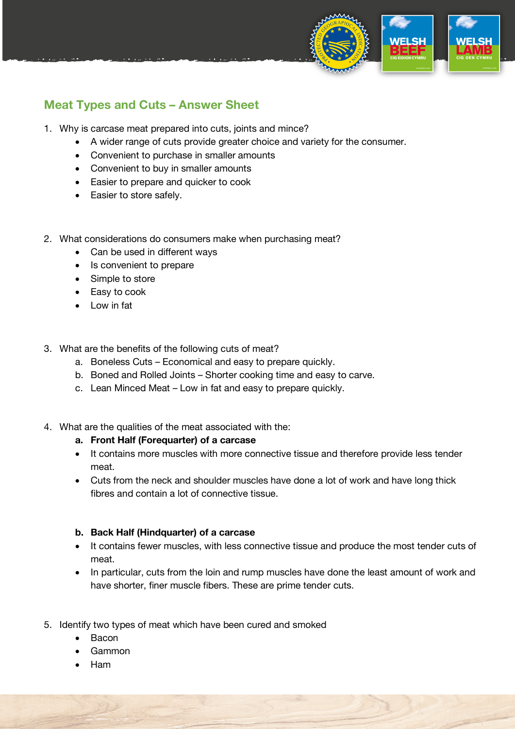## Meat Types and Cuts – Answer Sheet

1. Why is carcase meat prepared into cuts, joints and mince?
   - A wider range of cuts provide greater choice and variety for the consumer.
   - Convenient to purchase in smaller amounts
   - Convenient to buy in smaller amounts
   - Easier to prepare and quicker to cook
   - Easier to store safely.

2. What considerations do consumers make when purchasing meat?
   - Can be used in different ways
   - Is convenient to prepare
   - Simple to store
   - Easy to cook
   - Low in fat

3. What are the benefits of the following cuts of meat?
   a. Boneless Cuts – Economical and easy to prepare quickly.
   b. Boned and Rolled Joints – Shorter cooking time and easy to carve.
   c. Lean Minced Meat – Low in fat and easy to prepare quickly.

4. What are the qualities of the meat associated with the:

   **a. Front Half (Forequarter) of a carcase**
   - It contains more muscles with more connective tissue and therefore provide less tender meat.
   - Cuts from the neck and shoulder muscles have done a lot of work and have long thick fibres and contain a lot of connective tissue.

   **b. Back Half (Hindquarter) of a carcase**
   - It contains fewer muscles, with less connective tissue and produce the most tender cuts of meat.
   - In particular, cuts from the loin and rump muscles have done the least amount of work and have shorter, finer muscle fibers. These are prime tender cuts.

5. Identify two types of meat which have been cured and smoked
   - Bacon
   - Gammon
   - Ham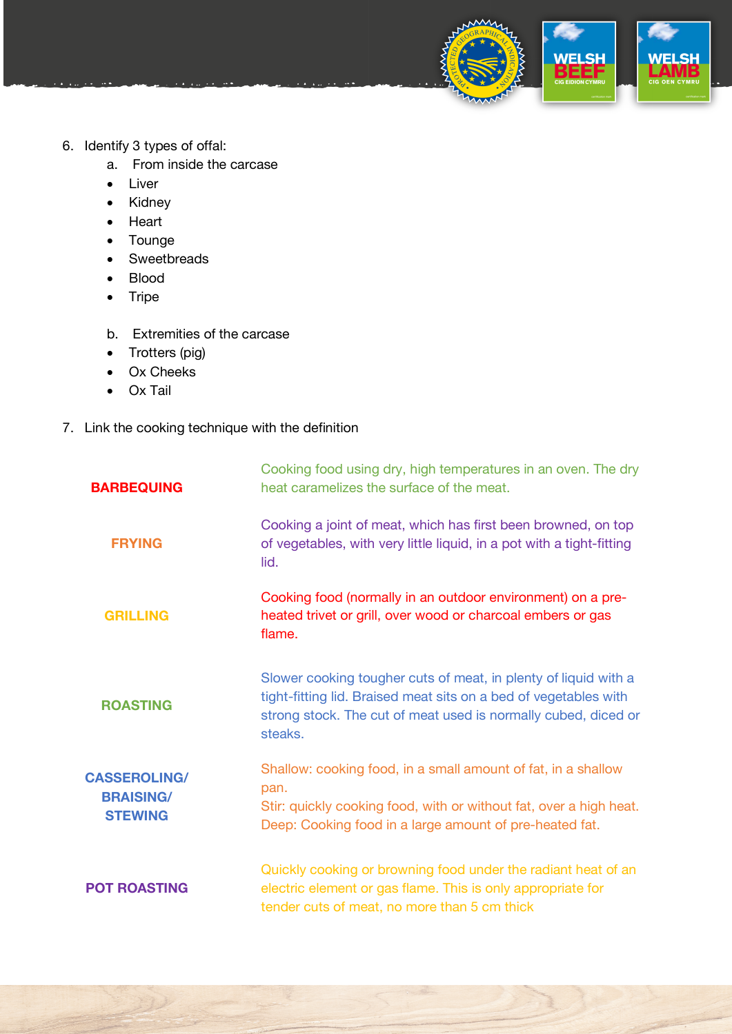6. Identify 3 types of offal:

   a. From inside the carcase

   - Liver
   - Kidney
   - Heart
   - Tounge
   - Sweetbreads
   - Blood
   - Tripe

   b. Extremities of the carcase

   - Trotters (pig)
   - Ox Cheeks
   - Ox Tail

7. Link the cooking technique with the definition

| | |
|---|---|
| **BARBEQUING** | Cooking food using dry, high temperatures in an oven. The dry heat caramelizes the surface of the meat. |
| **FRYING** | Cooking a joint of meat, which has first been browned, on top of vegetables, with very little liquid, in a pot with a tight-fitting lid. |
| **GRILLING** | Cooking food (normally in an outdoor environment) on a pre-heated trivet or grill, over wood or charcoal embers or gas flame. |
| **ROASTING** | Slower cooking tougher cuts of meat, in plenty of liquid with a tight-fitting lid. Braised meat sits on a bed of vegetables with strong stock. The cut of meat used is normally cubed, diced or steaks. |
| **CASSEROLING/ BRAISING/ STEWING** | Shallow: cooking food, in a small amount of fat, in a shallow pan.<br>Stir: quickly cooking food, with or without fat, over a high heat.<br>Deep: Cooking food in a large amount of pre-heated fat. |
| **POT ROASTING** | Quickly cooking or browning food under the radiant heat of an electric element or gas flame. This is only appropriate for tender cuts of meat, no more than 5 cm thick |